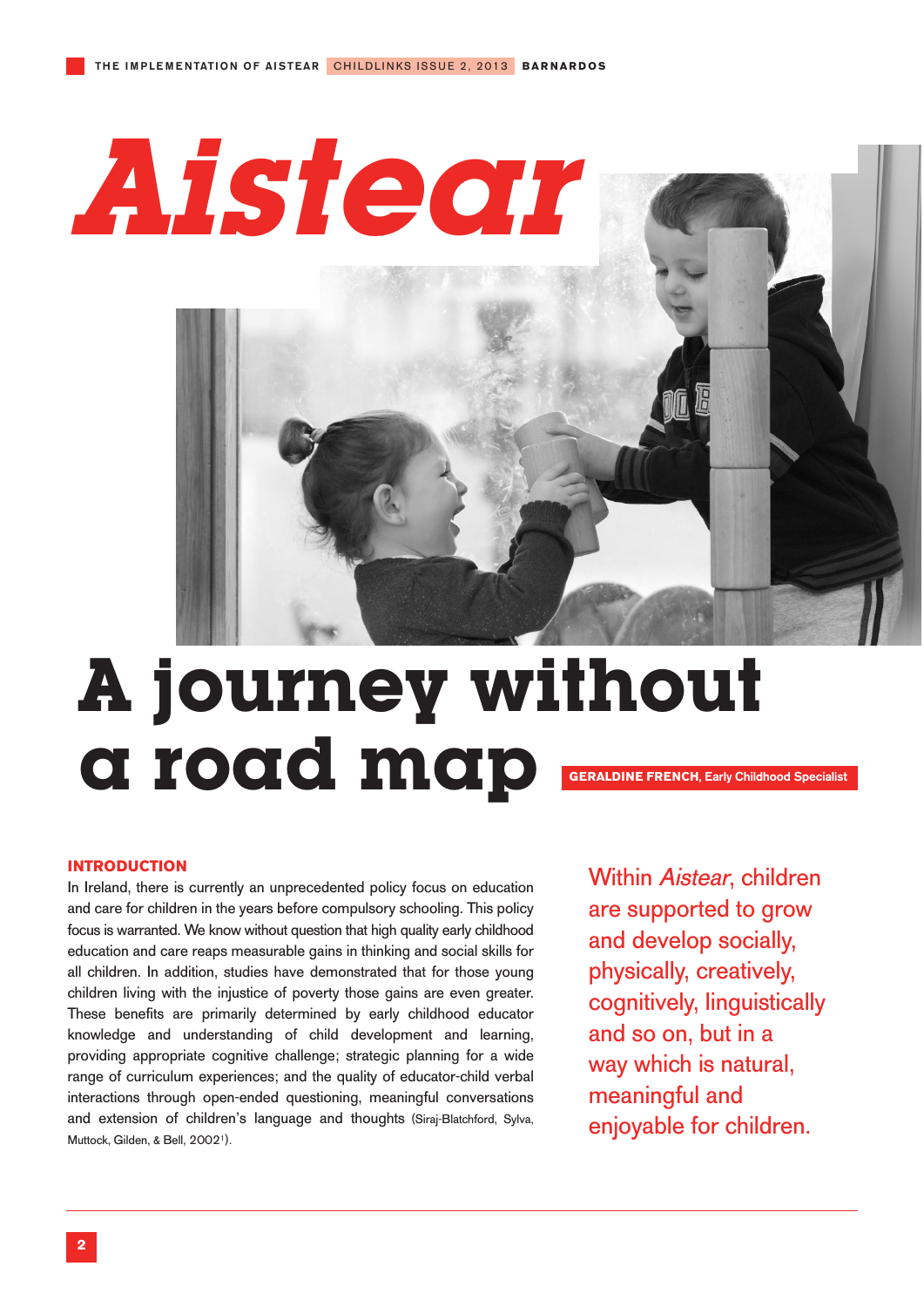# Aistear

# A journey without a road map

**GERALDINE FRENCH**, Early Childhood Specialist

## INTRODUCTION

In Ireland, there is currently an unprecedented policy focus on education and care for children in the years before compulsory schooling. This policy focus is warranted. We know without question that high quality early childhood education and care reaps measurable gains in thinking and social skills for all children. In addition, studies have demonstrated that for those young children living with the injustice of poverty those gains are even greater. These benefits are primarily determined by early childhood educator knowledge and understanding of child development and learning, providing appropriate cognitive challenge; strategic planning for a wide range of curriculum experiences; and the quality of educator-child verbal interactions through open-ended questioning, meaningful conversations and extension of children's language and thoughts (Siraj-Blatchford, Sylva, Muttock, Gilden, & Bell, 2002[1]).

Within *Aistear*, children are supported to grow and develop socially, physically, creatively, cognitively, linguistically and so on, but in a way which is natural, meaningful and enjoyable for children.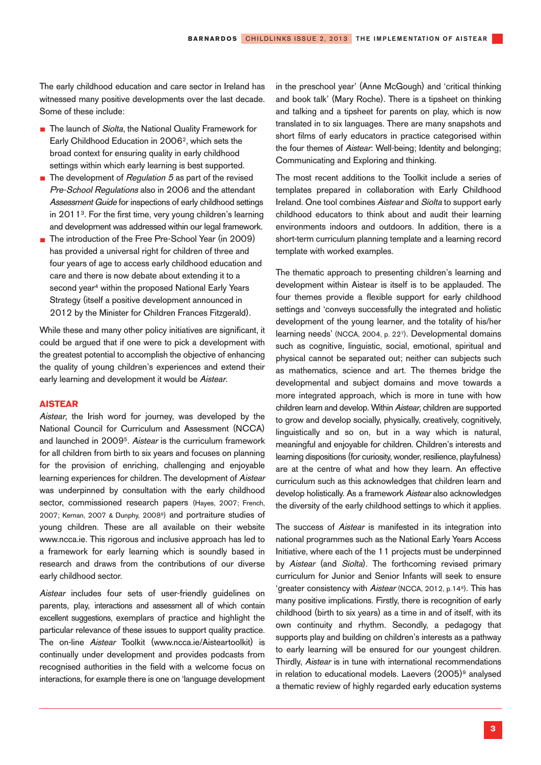The early childhood education and care sector in Ireland has witnessed many positive developments over the last decade. Some of these include:

- The launch of *Síolta*, the National Quality Framework for Early Childhood Education in 2006[2], which sets the broad context for ensuring quality in early childhood settings within which early learning is best supported.
- The development of *Regulation 5* as part of the revised *Pre-School Regulations* also in 2006 and the attendant *Assessment Guide* for inspections of early childhood settings in 2011[3]. For the first time, very young children's learning and development was addressed within our legal framework.
- The introduction of the Free Pre-School Year (in 2009) has provided a universal right for children of three and four years of age to access early childhood education and care and there is now debate about extending it to a second year[4] within the proposed National Early Years Strategy (itself a positive development announced in 2012 by the Minister for Children Frances Fitzgerald).

While these and many other policy initiatives are significant, it could be argued that if one were to pick a development with the greatest potential to accomplish the objective of enhancing the quality of young children's experiences and extend their early learning and development it would be *Aistear*.

## AISTEAR

*Aistear*, the Irish word for journey, was developed by the National Council for Curriculum and Assessment (NCCA) and launched in 2009[5]. *Aistear* is the curriculum framework for all children from birth to six years and focuses on planning for the provision of enriching, challenging and enjoyable learning experiences for children. The development of *Aistear* was underpinned by consultation with the early childhood sector, commissioned research papers (Hayes, 2007; French, 2007; Kernan, 2007 & Dunphy, 2008[6]) and portraiture studies of young children. These are all available on their website www.ncca.ie. This rigorous and inclusive approach has led to a framework for early learning which is soundly based in research and draws from the contributions of our diverse early childhood sector.

*Aistear* includes four sets of user-friendly guidelines on parents, play, interactions and assessment all of which contain excellent suggestions, exemplars of practice and highlight the particular relevance of these issues to support quality practice. The on-line *Aistear* Toolkit (www.ncca.ie/Aisteartoolkit) is continually under development and provides podcasts from recognised authorities in the field with a welcome focus on interactions, for example there is one on 'language development in the preschool year' (Anne McGough) and 'critical thinking and book talk' (Mary Roche). There is a tipsheet on thinking and talking and a tipsheet for parents on play, which is now translated in to six languages. There are many snapshots and short films of early educators in practice categorised within the four themes of *Aistear*: Well-being; Identity and belonging; Communicating and Exploring and thinking.

The most recent additions to the Toolkit include a series of templates prepared in collaboration with Early Childhood Ireland. One tool combines *Aistear* and *Síolta* to support early childhood educators to think about and audit their learning environments indoors and outdoors. In addition, there is a short-term curriculum planning template and a learning record template with worked examples.

The thematic approach to presenting children's learning and development within Aistear is itself is to be applauded. The four themes provide a flexible support for early childhood settings and 'conveys successfully the integrated and holistic development of the young learner, and the totality of his/her learning needs' (NCCA, 2004, p. 22[7]). Developmental domains such as cognitive, linguistic, social, emotional, spiritual and physical cannot be separated out; neither can subjects such as mathematics, science and art. The themes bridge the developmental and subject domains and move towards a more integrated approach, which is more in tune with how children learn and develop. Within *Aistear*, children are supported to grow and develop socially, physically, creatively, cognitively, linguistically and so on, but in a way which is natural, meaningful and enjoyable for children. Children's interests and learning dispositions (for curiosity, wonder, resilience, playfulness) are at the centre of what and how they learn. An effective curriculum such as this acknowledges that children learn and develop holistically. As a framework *Aistear* also acknowledges the diversity of the early childhood settings to which it applies.

The success of *Aistear* is manifested in its integration into national programmes such as the National Early Years Access Initiative, where each of the 11 projects must be underpinned by *Aistear* (and *Síolta*). The forthcoming revised primary curriculum for Junior and Senior Infants will seek to ensure 'greater consistency with *Aistear* (NCCA, 2012, p.14[8]). This has many positive implications. Firstly, there is recognition of early childhood (birth to six years) as a time in and of itself, with its own continuity and rhythm. Secondly, a pedagogy that supports play and building on children's interests as a pathway to early learning will be ensured for our youngest children. Thirdly, *Aistear* is in tune with international recommendations in relation to educational models. Laevers (2005)[9] analysed a thematic review of highly regarded early education systems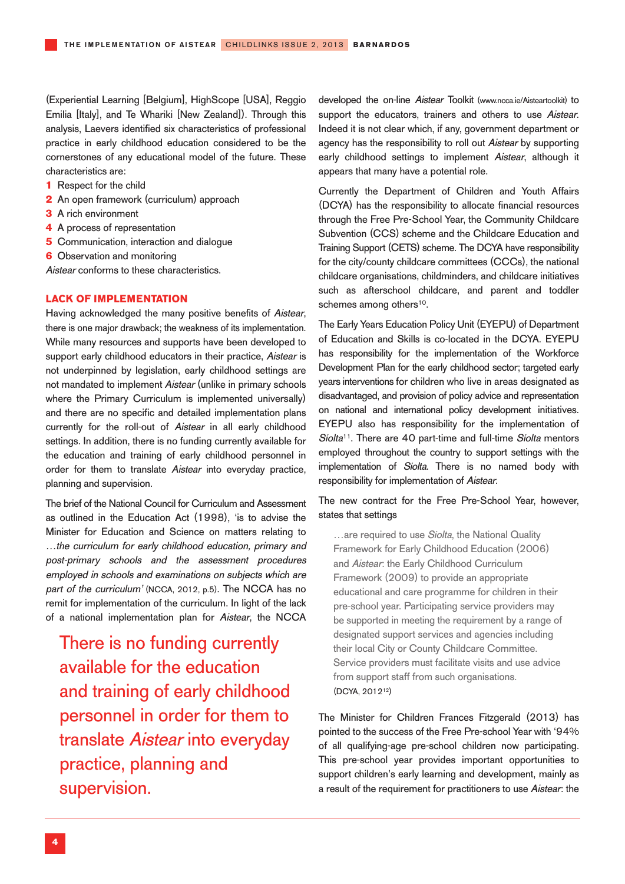(Experiential Learning [Belgium], HighScope [USA], Reggio Emilia [Italy], and Te Whariki [New Zealand]). Through this analysis, Laevers identified six characteristics of professional practice in early childhood education considered to be the cornerstones of any educational model of the future. These characteristics are:

1. Respect for the child
2. An open framework (curriculum) approach
3. A rich environment
4. A process of representation
5. Communication, interaction and dialogue
6. Observation and monitoring

*Aistear* conforms to these characteristics.

## LACK OF IMPLEMENTATION

Having acknowledged the many positive benefits of *Aistear*, there is one major drawback; the weakness of its implementation. While many resources and supports have been developed to support early childhood educators in their practice, *Aistear* is not underpinned by legislation, early childhood settings are not mandated to implement *Aistear* (unlike in primary schools where the Primary Curriculum is implemented universally) and there are no specific and detailed implementation plans currently for the roll-out of *Aistear* in all early childhood settings. In addition, there is no funding currently available for the education and training of early childhood personnel in order for them to translate *Aistear* into everyday practice, planning and supervision.

The brief of the National Council for Curriculum and Assessment as outlined in the Education Act (1998), 'is to advise the Minister for Education and Science on matters relating to *…the curriculum for early childhood education, primary and post-primary schools and the assessment procedures employed in schools and examinations on subjects which are part of the curriculum'* (NCCA, 2012, p.5). The NCCA has no remit for implementation of the curriculum. In light of the lack of a national implementation plan for *Aistear*, the NCCA developed the on-line *Aistear* Toolkit (www.ncca.ie/Aisteartoolkit) to support the educators, trainers and others to use *Aistear*. Indeed it is not clear which, if any, government department or agency has the responsibility to roll out *Aistear* by supporting early childhood settings to implement *Aistear*, although it appears that many have a potential role.

> There is no funding currently available for the education and training of early childhood personnel in order for them to translate *Aistear* into everyday practice, planning and supervision.

Currently the Department of Children and Youth Affairs (DCYA) has the responsibility to allocate financial resources through the Free Pre-School Year, the Community Childcare Subvention (CCS) scheme and the Childcare Education and Training Support (CETS) scheme. The DCYA have responsibility for the city/county childcare committees (CCCs), the national childcare organisations, childminders, and childcare initiatives such as afterschool childcare, and parent and toddler schemes among others[10].

The Early Years Education Policy Unit (EYEPU) of Department of Education and Skills is co-located in the DCYA. EYEPU has responsibility for the implementation of the Workforce Development Plan for the early childhood sector; targeted early years interventions for children who live in areas designated as disadvantaged, and provision of policy advice and representation on national and international policy development initiatives. EYEPU also has responsibility for the implementation of *Síolta*[11]. There are 40 part-time and full-time *Síolta* mentors employed throughout the country to support settings with the implementation of *Síolta*. There is no named body with responsibility for implementation of *Aistear*.

The new contract for the Free Pre-School Year, however, states that settings

> …are required to use *Síolta*, the National Quality Framework for Early Childhood Education (2006) and *Aistear*: the Early Childhood Curriculum Framework (2009) to provide an appropriate educational and care programme for children in their pre-school year. Participating service providers may be supported in meeting the requirement by a range of designated support services and agencies including their local City or County Childcare Committee. Service providers must facilitate visits and use advice from support staff from such organisations.
> (DCYA, 2012[12])

The Minister for Children Frances Fitzgerald (2013) has pointed to the success of the Free Pre-school Year with '94% of all qualifying-age pre-school children now participating. This pre-school year provides important opportunities to support children's early learning and development, mainly as a result of the requirement for practitioners to use *Aistear*: the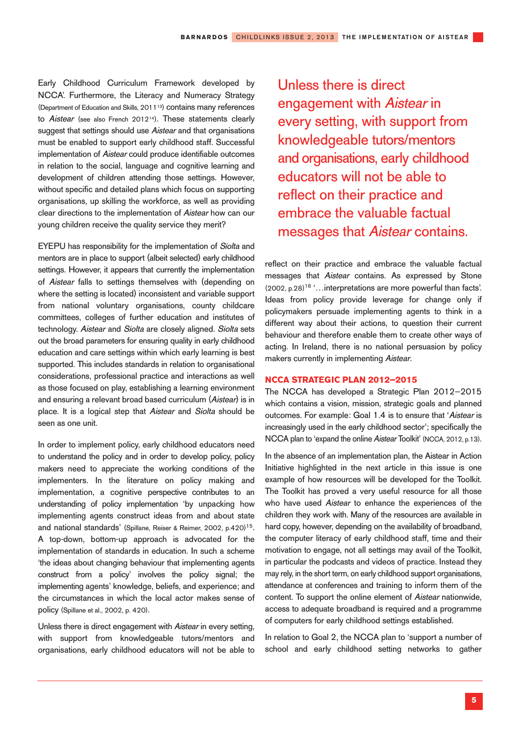Early Childhood Curriculum Framework developed by NCCA'. Furthermore, the Literacy and Numeracy Strategy (Department of Education and Skills, 2011[13]) contains many references to *Aistear* (see also French 2012[14]). These statements clearly suggest that settings should use *Aistear* and that organisations must be enabled to support early childhood staff. Successful implementation of *Aistear* could produce identifiable outcomes in relation to the social, language and cognitive learning and development of children attending those settings. However, without specific and detailed plans which focus on supporting organisations, up skilling the workforce, as well as providing clear directions to the implementation of *Aistear* how can our young children receive the quality service they merit?

EYEPU has responsibility for the implementation of *Siolta* and mentors are in place to support (albeit selected) early childhood settings. However, it appears that currently the implementation of *Aistear* falls to settings themselves with (depending on where the setting is located) inconsistent and variable support from national voluntary organisations, county childcare committees, colleges of further education and institutes of technology. *Aistear* and *Siolta* are closely aligned. *Siolta* sets out the broad parameters for ensuring quality in early childhood education and care settings within which early learning is best supported. This includes standards in relation to organisational considerations, professional practice and interactions as well as those focused on play, establishing a learning environment and ensuring a relevant broad based curriculum (*Aistear*) is in place. It is a logical step that *Aistear* and *Siolta* should be seen as one unit.

In order to implement policy, early childhood educators need to understand the policy and in order to develop policy, policy makers need to appreciate the working conditions of the implementers. In the literature on policy making and implementation, a cognitive perspective contributes to an understanding of policy implementation 'by unpacking how implementing agents construct ideas from and about state and national standards' (Spillane, Reiser & Reimer, 2002, p.420)[15]. A top-down, bottom-up approach is advocated for the implementation of standards in education. In such a scheme 'the ideas about changing behaviour that implementing agents construct from a policy' involves the policy signal; the implementing agents' knowledge, beliefs, and experience; and the circumstances in which the local actor makes sense of policy (Spillane et al., 2002, p. 420).

Unless there is direct engagement with *Aistear* in every setting, with support from knowledgeable tutors/mentors and organisations, early childhood educators will not be able to reflect on their practice and embrace the valuable factual messages that *Aistear* contains. As expressed by Stone (2002, p.28)[16] '…interpretations are more powerful than facts'. Ideas from policy provide leverage for change only if policymakers persuade implementing agents to think in a different way about their actions, to question their current behaviour and therefore enable them to create other ways of acting. In Ireland, there is no national persuasion by policy makers currently in implementing *Aistear*.

> Unless there is direct engagement with *Aistear* in every setting, with support from knowledgeable tutors/mentors and organisations, early childhood educators will not be able to reflect on their practice and embrace the valuable factual messages that *Aistear* contains.

## NCCA STRATEGIC PLAN 2012–2015

The NCCA has developed a Strategic Plan 2012–2015 which contains a vision, mission, strategic goals and planned outcomes. For example: Goal 1.4 is to ensure that '*Aistear* is increasingly used in the early childhood sector'; specifically the NCCA plan to 'expand the online *Aistear* Toolkit' (NCCA, 2012, p.13).

In the absence of an implementation plan, the Aistear in Action Initiative highlighted in the next article in this issue is one example of how resources will be developed for the Toolkit. The Toolkit has proved a very useful resource for all those who have used *Aistear* to enhance the experiences of the children they work with. Many of the resources are available in hard copy, however, depending on the availability of broadband, the computer literacy of early childhood staff, time and their motivation to engage, not all settings may avail of the Toolkit, in particular the podcasts and videos of practice. Instead they may rely, in the short term, on early childhood support organisations, attendance at conferences and training to inform them of the content. To support the online element of *Aistear* nationwide, access to adequate broadband is required and a programme of computers for early childhood settings established.

In relation to Goal 2, the NCCA plan to 'support a number of school and early childhood setting networks to gather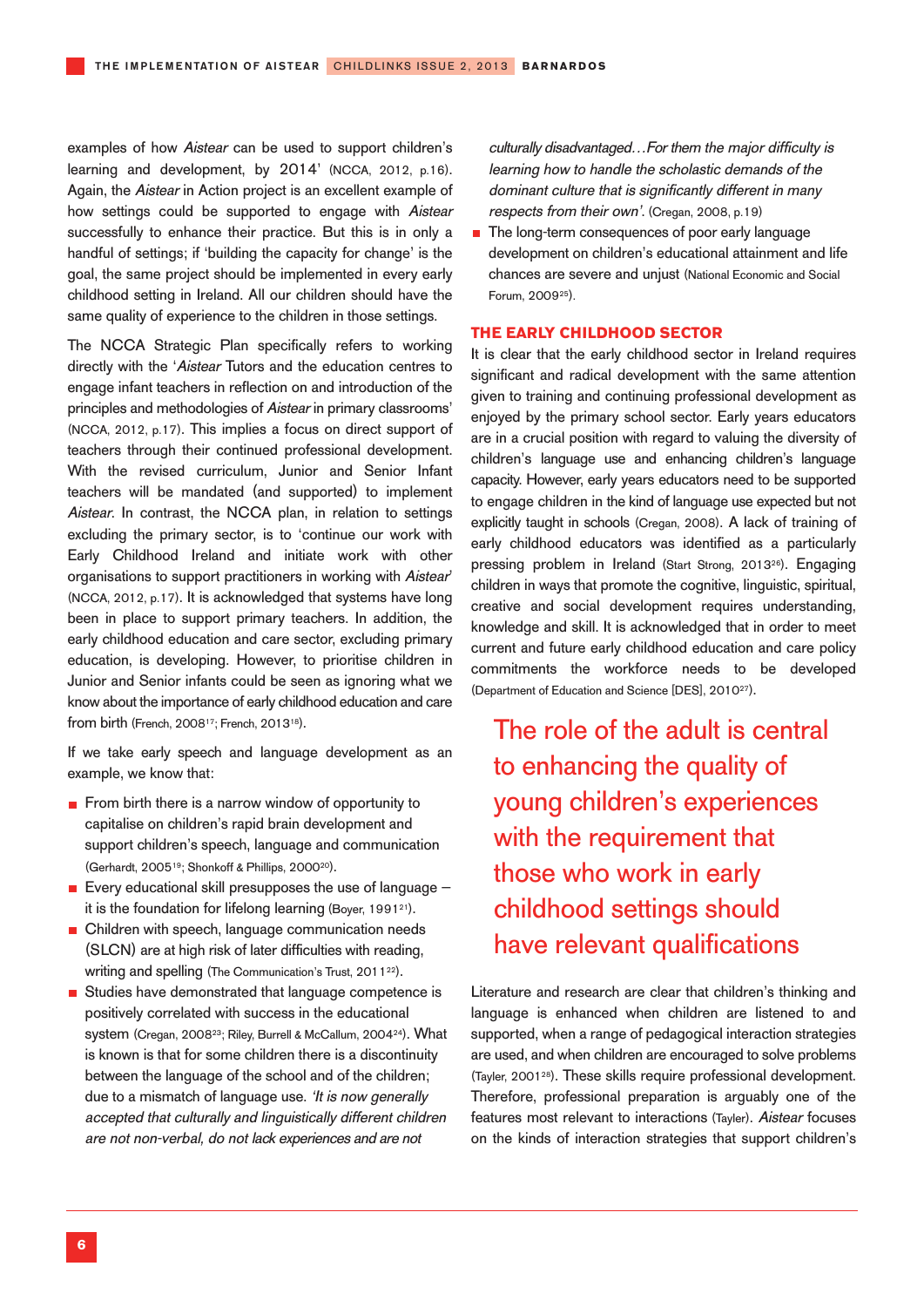examples of how *Aistear* can be used to support children's learning and development, by 2014' (NCCA, 2012, p.16). Again, the *Aistear* in Action project is an excellent example of how settings could be supported to engage with *Aistear* successfully to enhance their practice. But this is in only a handful of settings; if 'building the capacity for change' is the goal, the same project should be implemented in every early childhood setting in Ireland. All our children should have the same quality of experience to the children in those settings.

The NCCA Strategic Plan specifically refers to working directly with the '*Aistear* Tutors and the education centres to engage infant teachers in reflection on and introduction of the principles and methodologies of *Aistear* in primary classrooms' (NCCA, 2012, p.17). This implies a focus on direct support of teachers through their continued professional development. With the revised curriculum, Junior and Senior Infant teachers will be mandated (and supported) to implement *Aistear*. In contrast, the NCCA plan, in relation to settings excluding the primary sector, is to 'continue our work with Early Childhood Ireland and initiate work with other organisations to support practitioners in working with *Aistear*' (NCCA, 2012, p.17). It is acknowledged that systems have long been in place to support primary teachers. In addition, the early childhood education and care sector, excluding primary education, is developing. However, to prioritise children in Junior and Senior infants could be seen as ignoring what we know about the importance of early childhood education and care from birth (French, 2008[17]; French, 2013[18]).

If we take early speech and language development as an example, we know that:

- From birth there is a narrow window of opportunity to capitalise on children's rapid brain development and support children's speech, language and communication (Gerhardt, 2005[19]; Shonkoff & Phillips, 2000[20]).
- Every educational skill presupposes the use of language – it is the foundation for lifelong learning (Boyer, 1991[21]).
- Children with speech, language communication needs (SLCN) are at high risk of later difficulties with reading, writing and spelling (The Communication's Trust, 2011[22]).
- Studies have demonstrated that language competence is positively correlated with success in the educational system (Cregan, 2008[23]; Riley, Burrell & McCallum, 2004[24]). What is known is that for some children there is a discontinuity between the language of the school and of the children; due to a mismatch of language use. *'It is now generally accepted that culturally and linguistically different children are not non-verbal, do not lack experiences and are not culturally disadvantaged…For them the major difficulty is learning how to handle the scholastic demands of the dominant culture that is significantly different in many respects from their own'.* (Cregan, 2008, p.19)
- The long-term consequences of poor early language development on children's educational attainment and life chances are severe and unjust (National Economic and Social Forum, 2009[25]).

## THE EARLY CHILDHOOD SECTOR

It is clear that the early childhood sector in Ireland requires significant and radical development with the same attention given to training and continuing professional development as enjoyed by the primary school sector. Early years educators are in a crucial position with regard to valuing the diversity of children's language use and enhancing children's language capacity. However, early years educators need to be supported to engage children in the kind of language use expected but not explicitly taught in schools (Cregan, 2008). A lack of training of early childhood educators was identified as a particularly pressing problem in Ireland (Start Strong, 2013[26]). Engaging children in ways that promote the cognitive, linguistic, spiritual, creative and social development requires understanding, knowledge and skill. It is acknowledged that in order to meet current and future early childhood education and care policy commitments the workforce needs to be developed (Department of Education and Science [DES], 2010[27]).

> The role of the adult is central to enhancing the quality of young children's experiences with the requirement that those who work in early childhood settings should have relevant qualifications

Literature and research are clear that children's thinking and language is enhanced when children are listened to and supported, when a range of pedagogical interaction strategies are used, and when children are encouraged to solve problems (Tayler, 2001[28]). These skills require professional development. Therefore, professional preparation is arguably one of the features most relevant to interactions (Tayler). *Aistear* focuses on the kinds of interaction strategies that support children's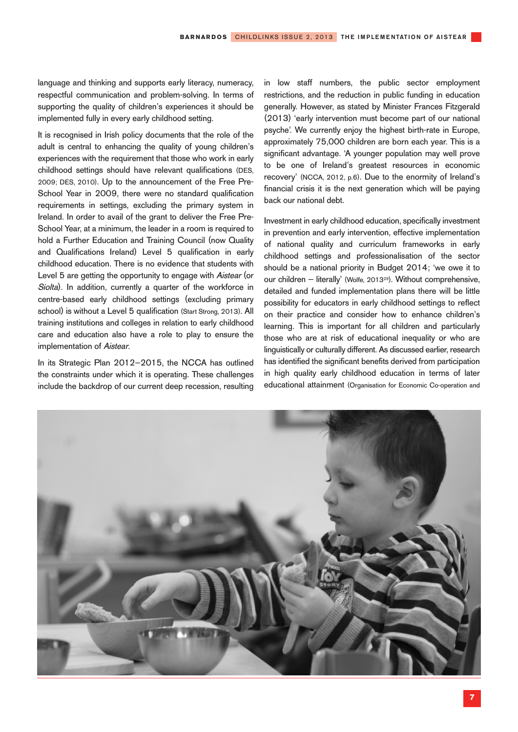language and thinking and supports early literacy, numeracy, respectful communication and problem-solving. In terms of supporting the quality of children's experiences it should be implemented fully in every early childhood setting.

It is recognised in Irish policy documents that the role of the adult is central to enhancing the quality of young children's experiences with the requirement that those who work in early childhood settings should have relevant qualifications (DES, 2009; DES, 2010). Up to the announcement of the Free Pre-School Year in 2009, there were no standard qualification requirements in settings, excluding the primary system in Ireland. In order to avail of the grant to deliver the Free Pre-School Year, at a minimum, the leader in a room is required to hold a Further Education and Training Council (now Quality and Qualifications Ireland) Level 5 qualification in early childhood education. There is no evidence that students with Level 5 are getting the opportunity to engage with *Aistear* (or *Siolta*). In addition, currently a quarter of the workforce in centre-based early childhood settings (excluding primary school) is without a Level 5 qualification (Start Strong, 2013). All training institutions and colleges in relation to early childhood care and education also have a role to play to ensure the implementation of *Aistear*.

In its Strategic Plan 2012–2015, the NCCA has outlined the constraints under which it is operating. These challenges include the backdrop of our current deep recession, resulting in low staff numbers, the public sector employment restrictions, and the reduction in public funding in education generally. However, as stated by Minister Frances Fitzgerald (2013) 'early intervention must become part of our national psyche'. We currently enjoy the highest birth-rate in Europe, approximately 75,000 children are born each year. This is a significant advantage. 'A younger population may well prove to be one of Ireland's greatest resources in economic recovery' (NCCA, 2012, p.6). Due to the enormity of Ireland's financial crisis it is the next generation which will be paying back our national debt.

Investment in early childhood education, specifically investment in prevention and early intervention, effective implementation of national quality and curriculum frameworks in early childhood settings and professionalisation of the sector should be a national priority in Budget 2014; 'we owe it to our children – literally' (Wolfe, 2013[29]). Without comprehensive, detailed and funded implementation plans there will be little possibility for educators in early childhood settings to reflect on their practice and consider how to enhance children's learning. This is important for all children and particularly those who are at risk of educational inequality or who are linguistically or culturally different. As discussed earlier, research has identified the significant benefits derived from participation in high quality early childhood education in terms of later educational attainment (Organisation for Economic Co-operation and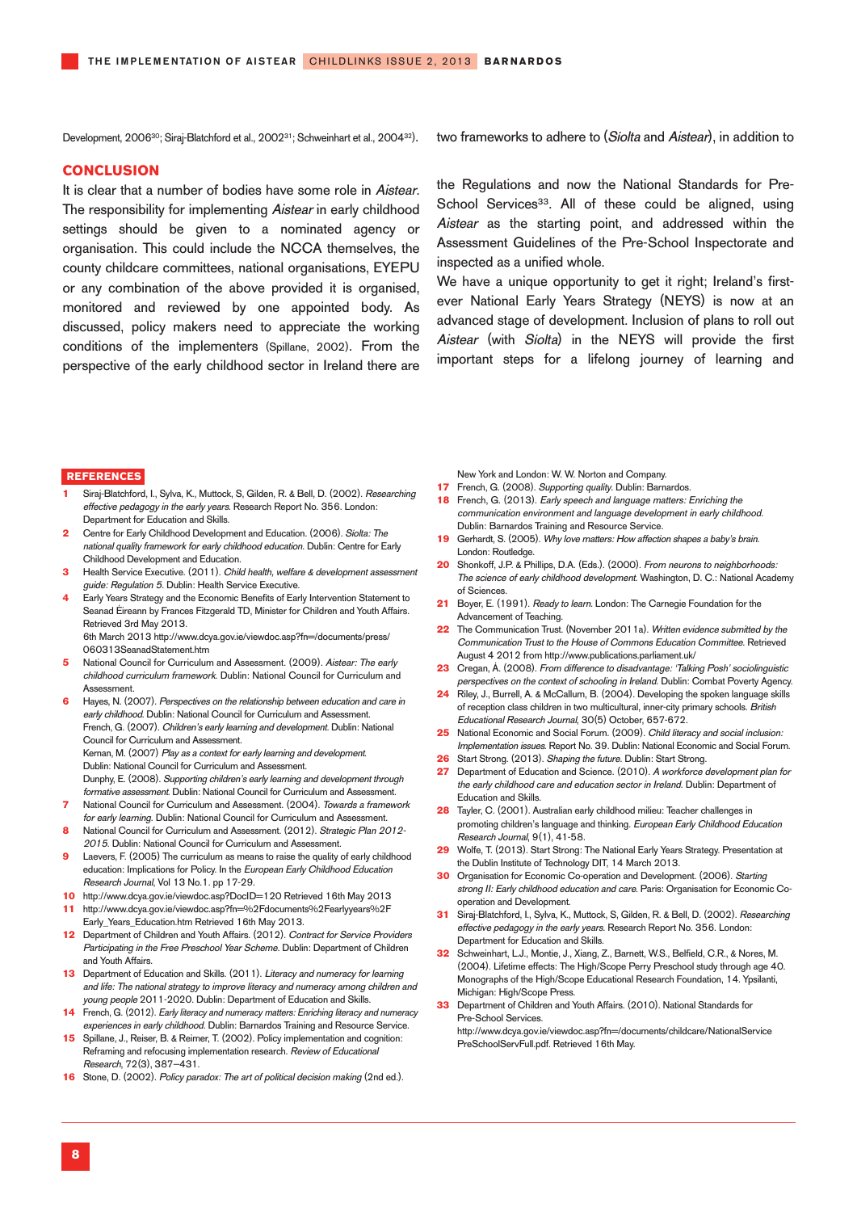Development, 2006[30]; Siraj-Blatchford et al., 2002[31]; Schweinhart et al., 2004[32]).

## CONCLUSION

It is clear that a number of bodies have some role in *Aistear*. The responsibility for implementing *Aistear* in early childhood settings should be given to a nominated agency or organisation. This could include the NCCA themselves, the county childcare committees, national organisations, EYEPU or any combination of the above provided it is organised, monitored and reviewed by one appointed body. As discussed, policy makers need to appreciate the working conditions of the implementers (Spillane, 2002). From the perspective of the early childhood sector in Ireland there are two frameworks to adhere to (*Síolta* and *Aistear*), in addition to the Regulations and now the National Standards for Pre-School Services[33]. All of these could be aligned, using *Aistear* as the starting point, and addressed within the Assessment Guidelines of the Pre-School Inspectorate and inspected as a unified whole.

We have a unique opportunity to get it right; Ireland's first-ever National Early Years Strategy (NEYS) is now at an advanced stage of development. Inclusion of plans to roll out *Aistear* (with *Síolta*) in the NEYS will provide the first important steps for a lifelong journey of learning and

## REFERENCES

1. Siraj-Blatchford, I., Sylva, K., Muttock, S, Gilden, R. & Bell, D. (2002). *Researching effective pedagogy in the early years.* Research Report No. 356. London: Department for Education and Skills.
2. Centre for Early Childhood Development and Education. (2006). *Síolta: The national quality framework for early childhood education.* Dublin: Centre for Early Childhood Development and Education.
3. Health Service Executive. (2011). *Child health, welfare & development assessment guide: Regulation 5.* Dublin: Health Service Executive.
4. Early Years Strategy and the Economic Benefits of Early Intervention Statement to Seanad Éireann by Frances Fitzgerald TD, Minister for Children and Youth Affairs. Retrieved 3rd May 2013.
   6th March 2013 http://www.dcya.gov.ie/viewdoc.asp?fn=/documents/press/060313SeanadStatement.htm
5. National Council for Curriculum and Assessment. (2009). *Aistear: The early childhood curriculum framework.* Dublin: National Council for Curriculum and Assessment.
6. Hayes, N. (2007). *Perspectives on the relationship between education and care in early childhood.* Dublin: National Council for Curriculum and Assessment.
   French, G. (2007). *Children's early learning and development.* Dublin: National Council for Curriculum and Assessment.
   Kernan, M. (2007) *Play as a context for early learning and development.* Dublin: National Council for Curriculum and Assessment.
   Dunphy, E. (2008). *Supporting children's early learning and development through formative assessment.* Dublin: National Council for Curriculum and Assessment.
7. National Council for Curriculum and Assessment. (2004). *Towards a framework for early learning.* Dublin: National Council for Curriculum and Assessment.
8. National Council for Curriculum and Assessment. (2012). *Strategic Plan 2012-2015.* Dublin: National Council for Curriculum and Assessment.
9. Laevers, F. (2005) The curriculum as means to raise the quality of early childhood education: Implications for Policy. In the *European Early Childhood Education Research Journal*, Vol 13 No.1. pp 17-29.
10. http://www.dcya.gov.ie/viewdoc.asp?DocID=120 Retrieved 16th May 2013
11. http://www.dcya.gov.ie/viewdoc.asp?fn=%2Fdocuments%2Fearlyyears%2FEarly_Years_Education.htm Retrieved 16th May 2013.
12. Department of Children and Youth Affairs. (2012). *Contract for Service Providers Participating in the Free Preschool Year Scheme.* Dublin: Department of Children and Youth Affairs.
13. Department of Education and Skills. (2011). *Literacy and numeracy for learning and life: The national strategy to improve literacy and numeracy among children and young people* 2011-2020. Dublin: Department of Education and Skills.
14. French, G. (2012). *Early literacy and numeracy matters: Enriching literacy and numeracy experiences in early childhood.* Dublin: Barnardos Training and Resource Service.
15. Spillane, J., Reiser, B. & Reimer, T. (2002). Policy implementation and cognition: Reframing and refocusing implementation research. *Review of Educational Research*, 72(3), 387–431.
16. Stone, D. (2002). *Policy paradox: The art of political decision making* (2nd ed.). New York and London: W. W. Norton and Company.
17. French, G. (2008). *Supporting quality.* Dublin: Barnardos.
18. French, G. (2013). *Early speech and language matters: Enriching the communication environment and language development in early childhood.* Dublin: Barnardos Training and Resource Service.
19. Gerhardt, S. (2005). *Why love matters: How affection shapes a baby's brain.* London: Routledge.
20. Shonkoff, J.P. & Phillips, D.A. (Eds.). (2000). *From neurons to neighborhoods: The science of early childhood development.* Washington, D. C.: National Academy of Sciences.
21. Boyer, E. (1991). *Ready to learn.* London: The Carnegie Foundation for the Advancement of Teaching.
22. The Communication Trust. (November 2011a). *Written evidence submitted by the Communication Trust to the House of Commons Education Committee.* Retrieved August 4 2012 from http://www.publications.parliament.uk/
23. Cregan, Á. (2008). *From difference to disadvantage: 'Talking Posh' sociolinguistic perspectives on the context of schooling in Ireland.* Dublin: Combat Poverty Agency.
24. Riley, J., Burrell, A. & McCallum, B. (2004). Developing the spoken language skills of reception class children in two multicultural, inner-city primary schools. *British Educational Research Journal*, 30(5) October, 657-672.
25. National Economic and Social Forum. (2009). *Child literacy and social inclusion: Implementation issues.* Report No. 39. Dublin: National Economic and Social Forum.
26. Start Strong. (2013). *Shaping the future.* Dublin: Start Strong.
27. Department of Education and Science. (2010). *A workforce development plan for the early childhood care and education sector in Ireland.* Dublin: Department of Education and Skills.
28. Tayler, C. (2001). Australian early childhood milieu: Teacher challenges in promoting children's language and thinking. *European Early Childhood Education Research Journal*, 9(1), 41-58.
29. Wolfe, T. (2013). Start Strong: The National Early Years Strategy. Presentation at the Dublin Institute of Technology DIT, 14 March 2013.
30. Organisation for Economic Co-operation and Development. (2006). *Starting strong II: Early childhood education and care.* Paris: Organisation for Economic Co-operation and Development.
31. Siraj-Blatchford, I., Sylva, K., Muttock, S, Gilden, R. & Bell, D. (2002). *Researching effective pedagogy in the early years.* Research Report No. 356. London: Department for Education and Skills.
32. Schweinhart, L.J., Montie, J., Xiang, Z., Barnett, W.S., Belfield, C.R., & Nores, M. (2004). Lifetime effects: The High/Scope Perry Preschool study through age 40. Monographs of the High/Scope Educational Research Foundation, 14. Ypsilanti, Michigan: High/Scope Press.
33. Department of Children and Youth Affairs. (2010). National Standards for Pre-School Services.
    http://www.dcya.gov.ie/viewdoc.asp?fn=/documents/childcare/NationalServicePreSchoolServFull.pdf. Retrieved 16th May.